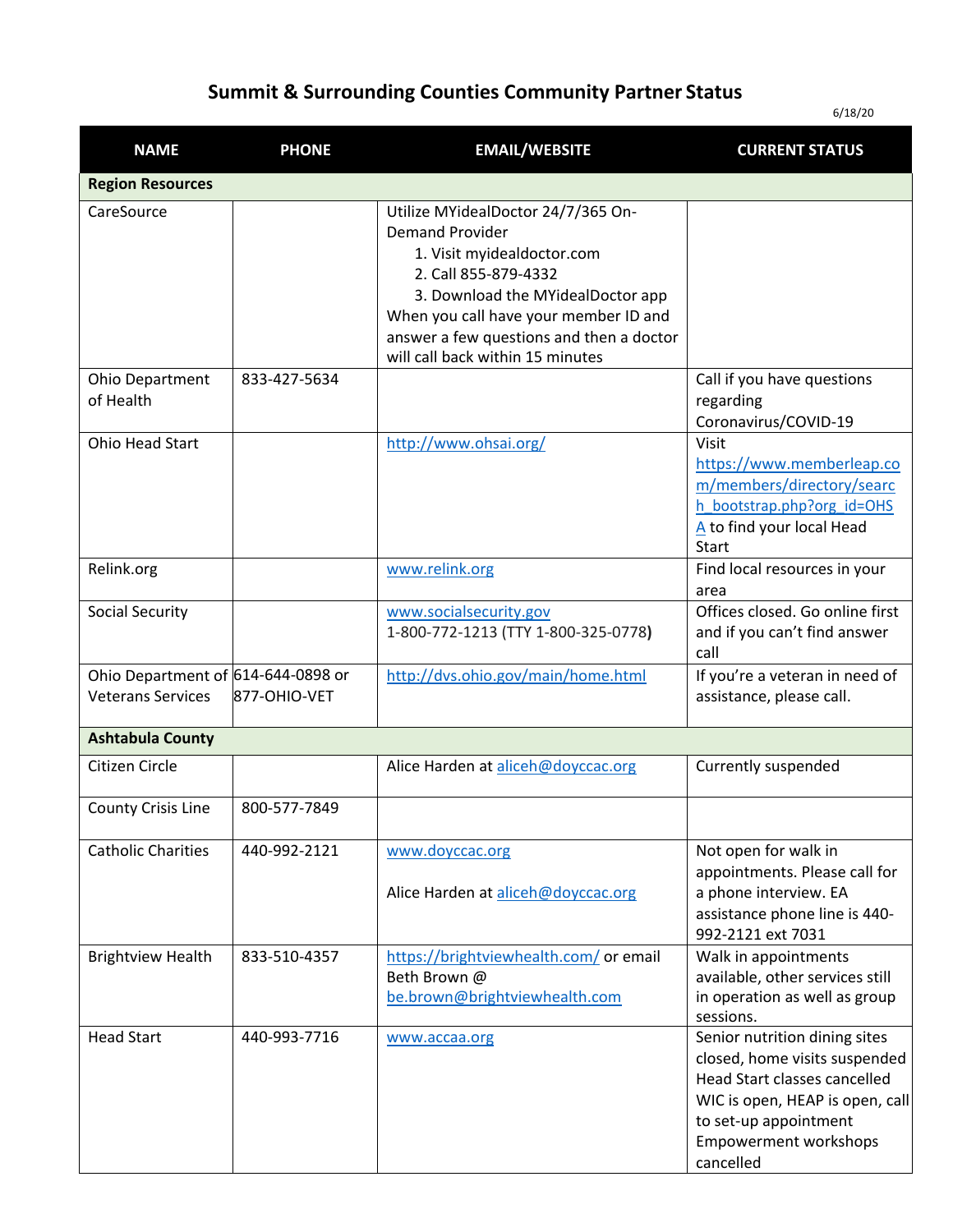# Summit & Surrounding Counties Community Partner Status

6/18/20

| NAME | PHONE | EMAIL/WEBSITE | CURRENT STATUS |
|---|---|---|---|
| **Region Resources** | | | |
| CareSource | | Utilize MYidealDoctor 24/7/365 On-Demand Provider<br>1. Visit myidealdoctor.com<br>2. Call 855-879-4332<br>3. Download the MYidealDoctor app<br>When you call have your member ID and answer a few questions and then a doctor will call back within 15 minutes | |
| Ohio Department of Health | 833-427-5634 | | Call if you have questions regarding Coronavirus/COVID-19 |
| Ohio Head Start | | http://www.ohsai.org/ | Visit https://www.memberleap.com/members/directory/search_bootstrap.php?org_id=OHSA to find your local Head Start |
| Relink.org | | www.relink.org | Find local resources in your area |
| Social Security | | www.socialsecurity.gov<br>1-800-772-1213 (TTY 1-800-325-0778) | Offices closed. Go online first and if you can't find answer call |
| Ohio Department of Veterans Services | 614-644-0898 or 877-OHIO-VET | http://dvs.ohio.gov/main/home.html | If you're a veteran in need of assistance, please call. |
| **Ashtabula County** | | | |
| Citizen Circle | | Alice Harden at aliceh@doyccac.org | Currently suspended |
| County Crisis Line | 800-577-7849 | | |
| Catholic Charities | 440-992-2121 | www.doyccac.org<br><br>Alice Harden at aliceh@doyccac.org | Not open for walk in appointments. Please call for a phone interview. EA assistance phone line is 440-992-2121 ext 7031 |
| Brightview Health | 833-510-4357 | https://brightviewhealth.com/ or email Beth Brown @ be.brown@brightviewhealth.com | Walk in appointments available, other services still in operation as well as group sessions. |
| Head Start | 440-993-7716 | www.accaa.org | Senior nutrition dining sites closed, home visits suspended<br>Head Start classes cancelled<br>WIC is open, HEAP is open, call to set-up appointment<br>Empowerment workshops cancelled |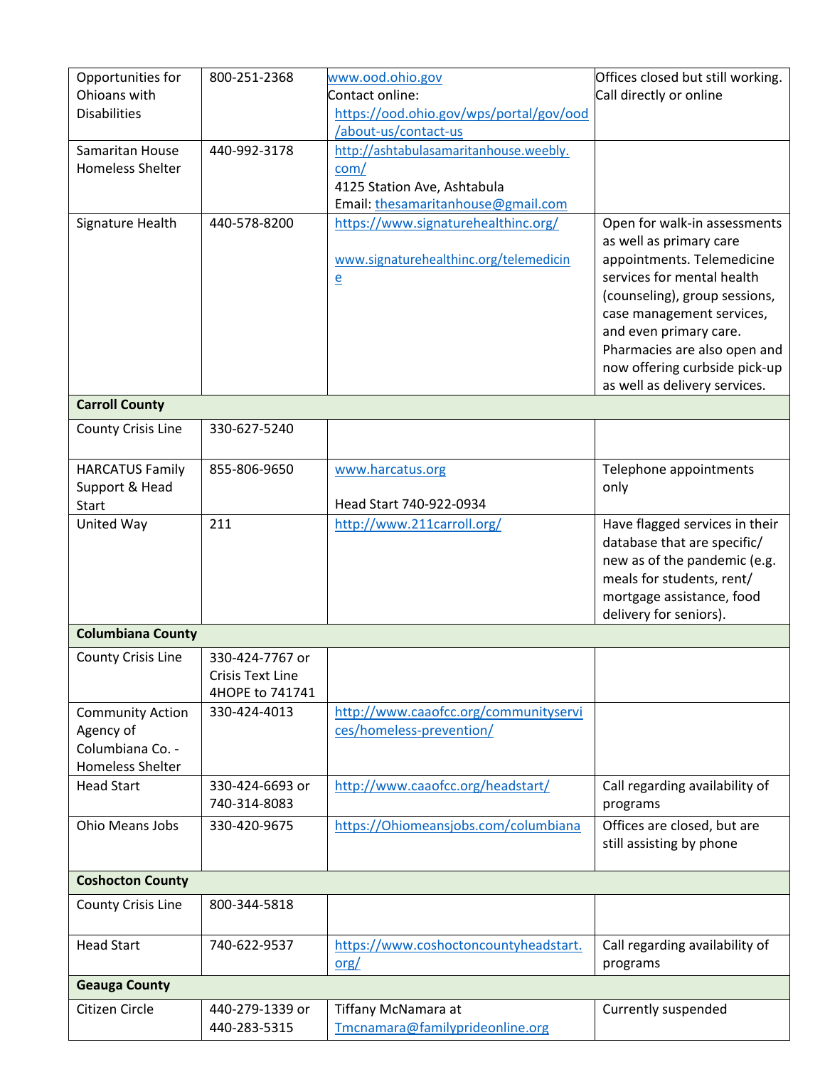| | | | |
|---|---|---|---|
| Opportunities for Ohioans with Disabilities | 800-251-2368 | www.ood.ohio.gov<br>Contact online:<br>https://ood.ohio.gov/wps/portal/gov/ood/about-us/contact-us | Offices closed but still working. Call directly or online |
| Samaritan House Homeless Shelter | 440-992-3178 | http://ashtabulasamaritanhouse.weebly.com/<br>4125 Station Ave, Ashtabula<br>Email: thesamaritanhouse@gmail.com | |
| Signature Health | 440-578-8200 | https://www.signaturehealthinc.org/<br><br>www.signaturehealthinc.org/telemedicine | Open for walk-in assessments as well as primary care appointments. Telemedicine services for mental health (counseling), group sessions, case management services, and even primary care. Pharmacies are also open and now offering curbside pick-up as well as delivery services. |
| **Carroll County** | | | |
| County Crisis Line | 330-627-5240 | | |
| HARCATUS Family Support & Head Start | 855-806-9650 | www.harcatus.org<br><br>Head Start 740-922-0934 | Telephone appointments only |
| United Way | 211 | http://www.211carroll.org/ | Have flagged services in their database that are specific/ new as of the pandemic (e.g. meals for students, rent/ mortgage assistance, food delivery for seniors). |
| **Columbiana County** | | | |
| County Crisis Line | 330-424-7767 or Crisis Text Line 4HOPE to 741741 | | |
| Community Action Agency of Columbiana Co. - Homeless Shelter | 330-424-4013 | http://www.caaofcc.org/communityservices/homeless-prevention/ | |
| Head Start | 330-424-6693 or 740-314-8083 | http://www.caaofcc.org/headstart/ | Call regarding availability of programs |
| Ohio Means Jobs | 330-420-9675 | https://Ohiomeansjobs.com/columbiana | Offices are closed, but are still assisting by phone |
| **Coshocton County** | | | |
| County Crisis Line | 800-344-5818 | | |
| Head Start | 740-622-9537 | https://www.coshoctoncountyheadstart.org/ | Call regarding availability of programs |
| **Geauga County** | | | |
| Citizen Circle | 440-279-1339 or 440-283-5315 | Tiffany McNamara at Tmcnamara@familyprideonline.org | Currently suspended |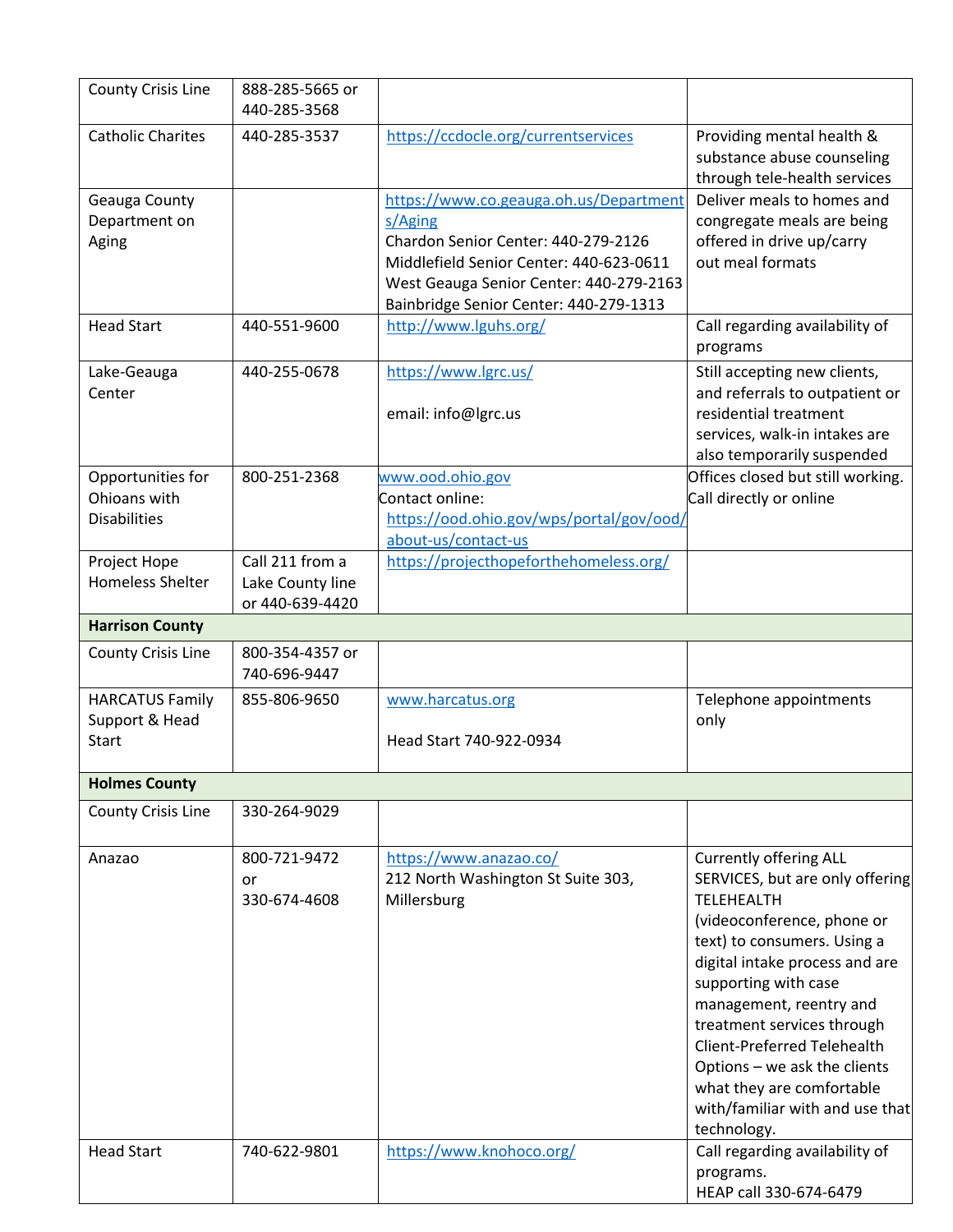| | | | |
|---|---|---|---|
| County Crisis Line | 888-285-5665 or 440-285-3568 | | |
| Catholic Charites | 440-285-3537 | https://ccdocle.org/currentservices | Providing mental health & substance abuse counseling through tele-health services |
| Geauga County Department on Aging | | https://www.co.geauga.oh.us/Departments/Aging<br>Chardon Senior Center: 440-279-2126<br>Middlefield Senior Center: 440-623-0611<br>West Geauga Senior Center: 440-279-2163<br>Bainbridge Senior Center: 440-279-1313 | Deliver meals to homes and congregate meals are being offered in drive up/carry out meal formats |
| Head Start | 440-551-9600 | http://www.lguhs.org/ | Call regarding availability of programs |
| Lake-Geauga Center | 440-255-0678 | https://www.lgrc.us/<br><br>email: info@lgrc.us | Still accepting new clients, and referrals to outpatient or residential treatment services, walk-in intakes are also temporarily suspended |
| Opportunities for Ohioans with Disabilities | 800-251-2368 | www.ood.ohio.gov<br>Contact online:<br>https://ood.ohio.gov/wps/portal/gov/ood/about-us/contact-us | Offices closed but still working. Call directly or online |
| Project Hope Homeless Shelter | Call 211 from a Lake County line or 440-639-4420 | https://projecthopeforthehomeless.org/ | |
| **Harrison County** | | | |
| County Crisis Line | 800-354-4357 or 740-696-9447 | | |
| HARCATUS Family Support & Head Start | 855-806-9650 | www.harcatus.org<br><br>Head Start 740-922-0934 | Telephone appointments only |
| **Holmes County** | | | |
| County Crisis Line | 330-264-9029 | | |
| Anazao | 800-721-9472 or 330-674-4608 | https://www.anazao.co/<br>212 North Washington St Suite 303, Millersburg | Currently offering ALL SERVICES, but are only offering TELEHEALTH (videoconference, phone or text) to consumers. Using a digital intake process and are supporting with case management, reentry and treatment services through Client-Preferred Telehealth Options – we ask the clients what they are comfortable with/familiar with and use that technology. |
| Head Start | 740-622-9801 | https://www.knohoco.org/ | Call regarding availability of programs.<br>HEAP call 330-674-6479 |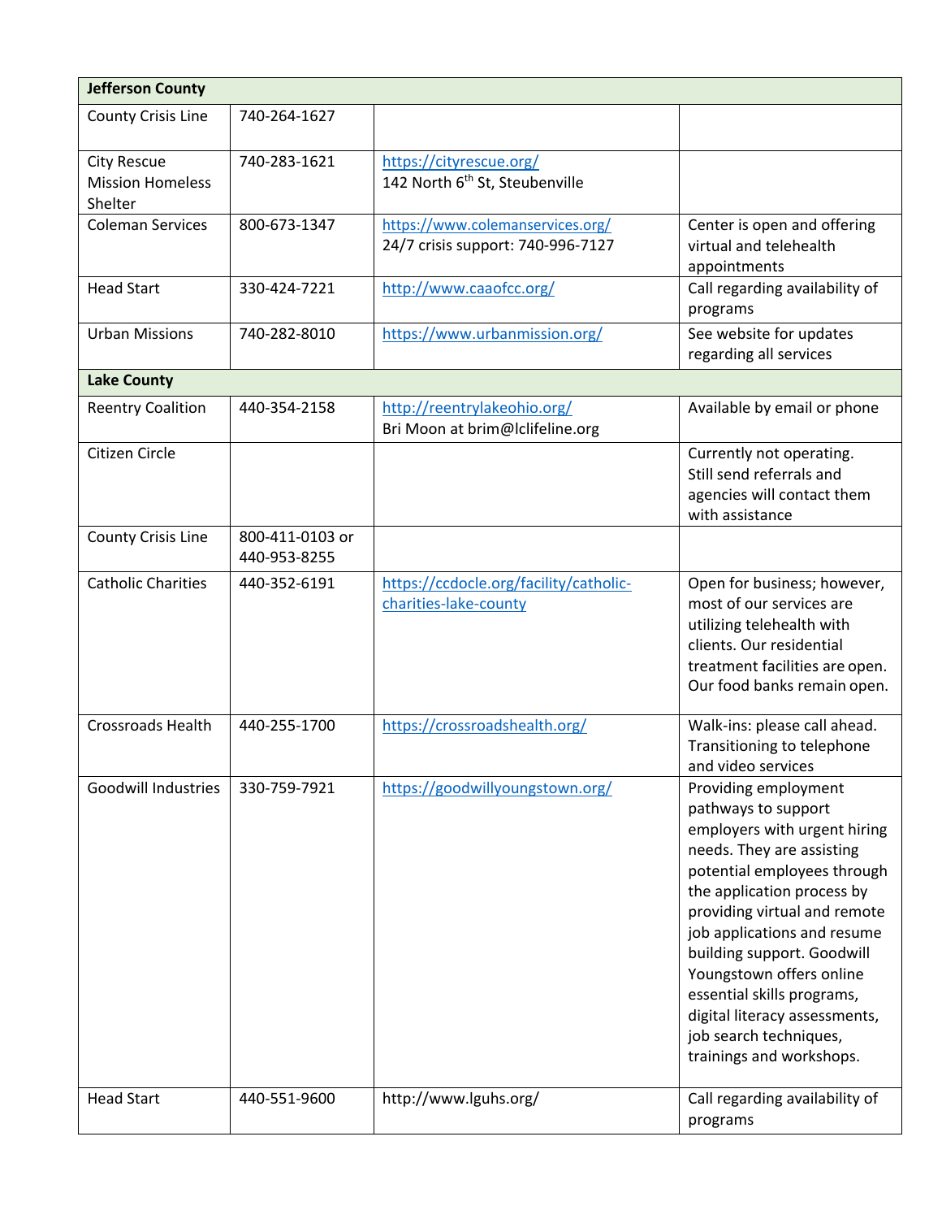| Jefferson County | | | |
|---|---|---|---|
| County Crisis Line | 740-264-1627 | | |
| City Rescue Mission Homeless Shelter | 740-283-1621 | https://cityrescue.org/ 142 North 6th St, Steubenville | |
| Coleman Services | 800-673-1347 | https://www.colemanservices.org/ 24/7 crisis support: 740-996-7127 | Center is open and offering virtual and telehealth appointments |
| Head Start | 330-424-7221 | http://www.caaofcc.org/ | Call regarding availability of programs |
| Urban Missions | 740-282-8010 | https://www.urbanmission.org/ | See website for updates regarding all services |
| **Lake County** | | | |
| Reentry Coalition | 440-354-2158 | http://reentrylakeohio.org/ Bri Moon at brim@lclifeline.org | Available by email or phone |
| Citizen Circle | | | Currently not operating. Still send referrals and agencies will contact them with assistance |
| County Crisis Line | 800-411-0103 or 440-953-8255 | | |
| Catholic Charities | 440-352-6191 | https://ccdocle.org/facility/catholic-charities-lake-county | Open for business; however, most of our services are utilizing telehealth with clients. Our residential treatment facilities are open. Our food banks remain open. |
| Crossroads Health | 440-255-1700 | https://crossroadshealth.org/ | Walk-ins: please call ahead. Transitioning to telephone and video services |
| Goodwill Industries | 330-759-7921 | https://goodwillyoungstown.org/ | Providing employment pathways to support employers with urgent hiring needs. They are assisting potential employees through the application process by providing virtual and remote job applications and resume building support. Goodwill Youngstown offers online essential skills programs, digital literacy assessments, job search techniques, trainings and workshops. |
| Head Start | 440-551-9600 | http://www.lguhs.org/ | Call regarding availability of programs |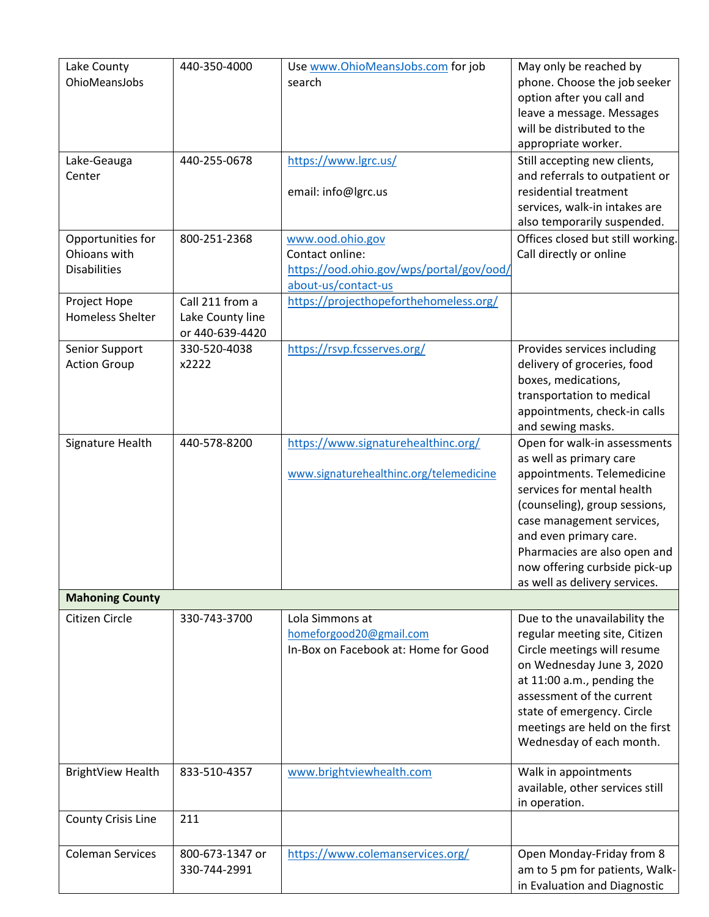| | | | |
|---|---|---|---|
| Lake County OhioMeansJobs | 440-350-4000 | Use www.OhioMeansJobs.com for job search | May only be reached by phone. Choose the job seeker option after you call and leave a message. Messages will be distributed to the appropriate worker. |
| Lake-Geauga Center | 440-255-0678 | https://www.lgrc.us/<br><br>email: info@lgrc.us | Still accepting new clients, and referrals to outpatient or residential treatment services, walk-in intakes are also temporarily suspended. |
| Opportunities for Ohioans with Disabilities | 800-251-2368 | www.ood.ohio.gov<br>Contact online: https://ood.ohio.gov/wps/portal/gov/ood/about-us/contact-us | Offices closed but still working. Call directly or online |
| Project Hope Homeless Shelter | Call 211 from a Lake County line or 440-639-4420 | https://projecthopeforthehomeless.org/ | |
| Senior Support Action Group | 330-520-4038 x2222 | https://rsvp.fcsserves.org/ | Provides services including delivery of groceries, food boxes, medications, transportation to medical appointments, check-in calls and sewing masks. |
| Signature Health | 440-578-8200 | https://www.signaturehealthinc.org/<br><br>www.signaturehealthinc.org/telemedicine | Open for walk-in assessments as well as primary care appointments. Telemedicine services for mental health (counseling), group sessions, case management services, and even primary care. Pharmacies are also open and now offering curbside pick-up as well as delivery services. |
| **Mahoning County** | | | |
| Citizen Circle | 330-743-3700 | Lola Simmons at homeforgood20@gmail.com<br>In-Box on Facebook at: Home for Good | Due to the unavailability the regular meeting site, Citizen Circle meetings will resume on Wednesday June 3, 2020 at 11:00 a.m., pending the assessment of the current state of emergency. Circle meetings are held on the first Wednesday of each month. |
| BrightView Health | 833-510-4357 | www.brightviewhealth.com | Walk in appointments available, other services still in operation. |
| County Crisis Line | 211 | | |
| Coleman Services | 800-673-1347 or 330-744-2991 | https://www.colemanservices.org/ | Open Monday-Friday from 8 am to 5 pm for patients, Walk-in Evaluation and Diagnostic |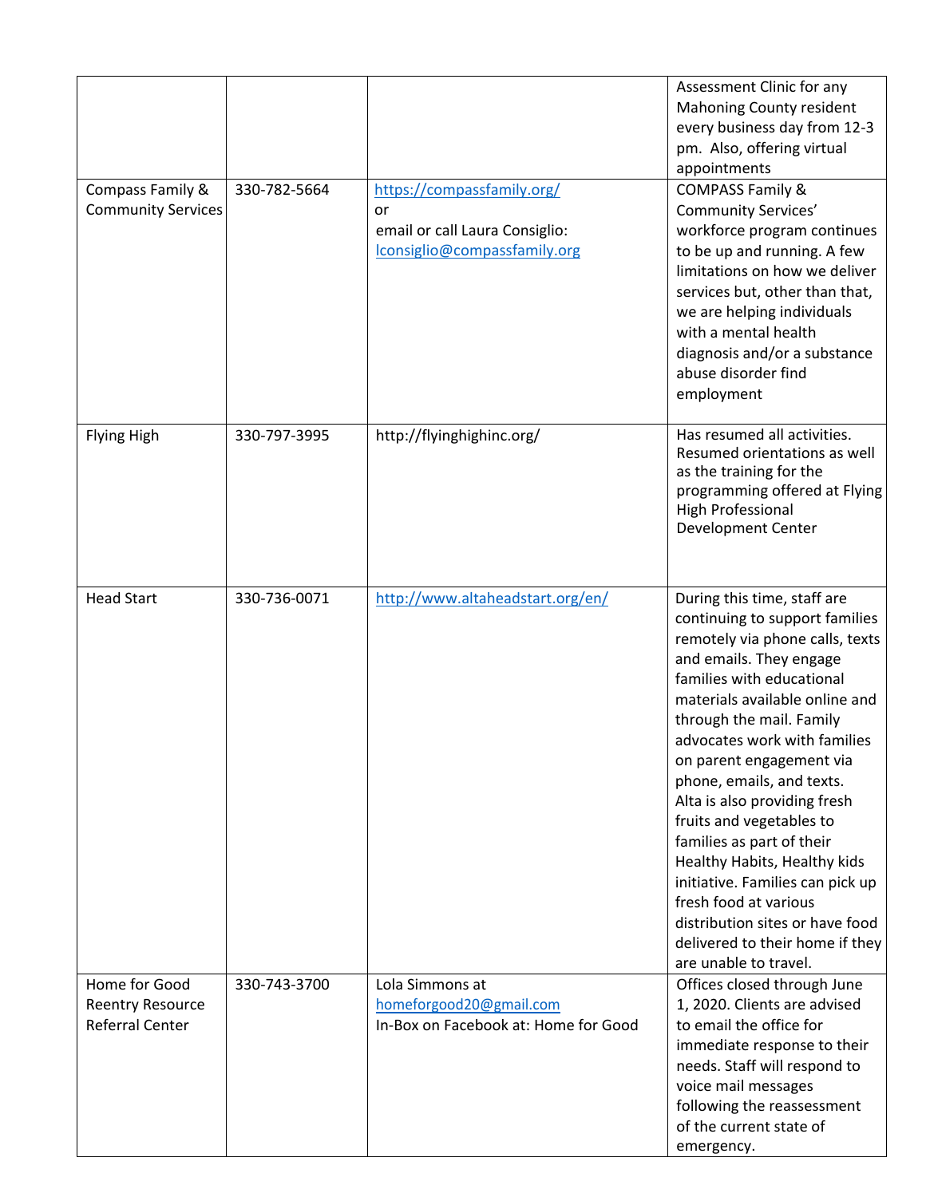| | | | |
|---|---|---|---|
| | | | Assessment Clinic for any Mahoning County resident every business day from 12-3 pm. Also, offering virtual appointments |
| Compass Family & Community Services | 330-782-5664 | https://compassfamily.org/ or email or call Laura Consiglio: lconsiglio@compassfamily.org | COMPASS Family & Community Services' workforce program continues to be up and running. A few limitations on how we deliver services but, other than that, we are helping individuals with a mental health diagnosis and/or a substance abuse disorder find employment |
| Flying High | 330-797-3995 | http://flyinghighinc.org/ | Has resumed all activities. Resumed orientations as well as the training for the programming offered at Flying High Professional Development Center |
| Head Start | 330-736-0071 | http://www.altaheadstart.org/en/ | During this time, staff are continuing to support families remotely via phone calls, texts and emails. They engage families with educational materials available online and through the mail. Family advocates work with families on parent engagement via phone, emails, and texts. Alta is also providing fresh fruits and vegetables to families as part of their Healthy Habits, Healthy kids initiative. Families can pick up fresh food at various distribution sites or have food delivered to their home if they are unable to travel. |
| Home for Good Reentry Resource Referral Center | 330-743-3700 | Lola Simmons at homeforgood20@gmail.com In-Box on Facebook at: Home for Good | Offices closed through June 1, 2020. Clients are advised to email the office for immediate response to their needs. Staff will respond to voice mail messages following the reassessment of the current state of emergency. |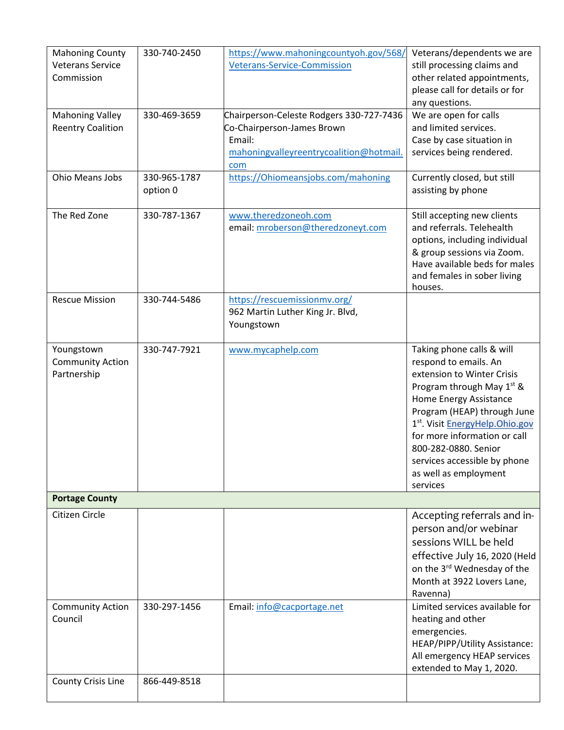| | | | |
|---|---|---|---|
| Mahoning County Veterans Service Commission | 330-740-2450 | https://www.mahoningcountyoh.gov/568/Veterans-Service-Commission | Veterans/dependents we are still processing claims and other related appointments, please call for details or for any questions. |
| Mahoning Valley Reentry Coalition | 330-469-3659 | Chairperson-Celeste Rodgers 330-727-7436<br>Co-Chairperson-James Brown<br>Email: mahoningvalleyreentrycoalition@hotmail.com | We are open for calls and limited services.<br>Case by case situation in services being rendered. |
| Ohio Means Jobs | 330-965-1787 option 0 | https://Ohiomeansjobs.com/mahoning | Currently closed, but still assisting by phone |
| The Red Zone | 330-787-1367 | www.theredzoneoh.com<br>email: mroberson@theredzoneyt.com | Still accepting new clients and referrals. Telehealth options, including individual & group sessions via Zoom. Have available beds for males and females in sober living houses. |
| Rescue Mission | 330-744-5486 | https://rescuemissionmv.org/<br>962 Martin Luther King Jr. Blvd, Youngstown | |
| Youngstown Community Action Partnership | 330-747-7921 | www.mycaphelp.com | Taking phone calls & will respond to emails. An extension to Winter Crisis Program through May 1st & Home Energy Assistance Program (HEAP) through June 1st. Visit EnergyHelp.Ohio.gov for more information or call 800-282-0880. Senior services accessible by phone as well as employment services |
| **Portage County** | | | |
| Citizen Circle | | | Accepting referrals and in-person and/or webinar sessions WILL be held effective July 16, 2020 (Held on the 3rd Wednesday of the Month at 3922 Lovers Lane, Ravenna) |
| Community Action Council | 330-297-1456 | Email: info@cacportage.net | Limited services available for heating and other emergencies.<br>HEAP/PIPP/Utility Assistance: All emergency HEAP services extended to May 1, 2020. |
| County Crisis Line | 866-449-8518 | | |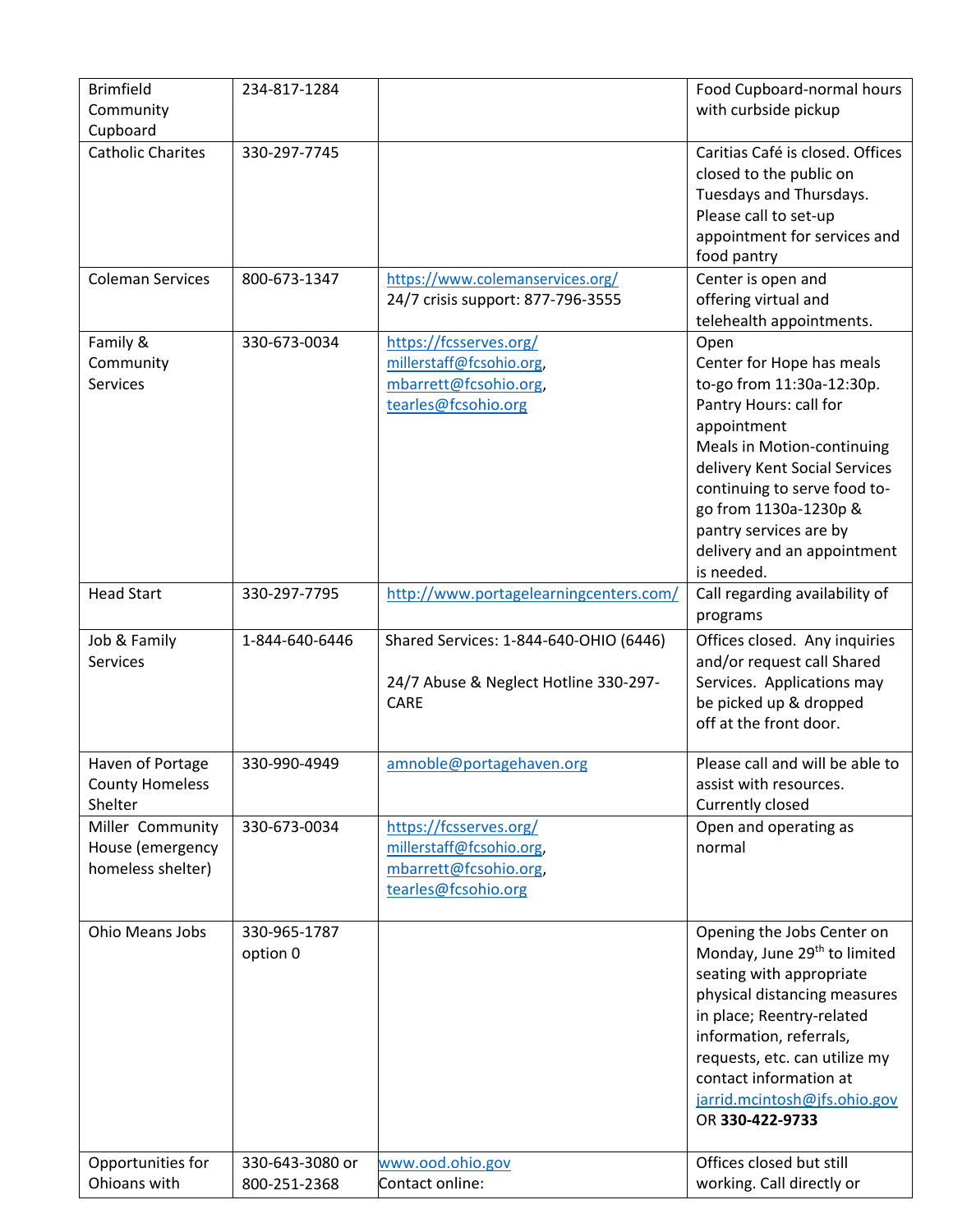| | | | |
|---|---|---|---|
| Brimfield Community Cupboard | 234-817-1284 | | Food Cupboard-normal hours with curbside pickup |
| Catholic Charites | 330-297-7745 | | Caritias Café is closed. Offices closed to the public on Tuesdays and Thursdays. Please call to set-up appointment for services and food pantry |
| Coleman Services | 800-673-1347 | https://www.colemanservices.org/ 24/7 crisis support: 877-796-3555 | Center is open and offering virtual and telehealth appointments. |
| Family & Community Services | 330-673-0034 | https://fcsserves.org/ millerstaff@fcsohio.org, mbarrett@fcsohio.org, tearles@fcsohio.org | Open Center for Hope has meals to-go from 11:30a-12:30p. Pantry Hours: call for appointment Meals in Motion-continuing delivery Kent Social Services continuing to serve food to-go from 1130a-1230p & pantry services are by delivery and an appointment is needed. |
| Head Start | 330-297-7795 | http://www.portagelearningcenters.com/ | Call regarding availability of programs |
| Job & Family Services | 1-844-640-6446 | Shared Services: 1-844-640-OHIO (6446) 24/7 Abuse & Neglect Hotline 330-297-CARE | Offices closed. Any inquiries and/or request call Shared Services. Applications may be picked up & dropped off at the front door. |
| Haven of Portage County Homeless Shelter | 330-990-4949 | amnoble@portagehaven.org | Please call and will be able to assist with resources. Currently closed |
| Miller Community House (emergency homeless shelter) | 330-673-0034 | https://fcsserves.org/ millerstaff@fcsohio.org, mbarrett@fcsohio.org, tearles@fcsohio.org | Open and operating as normal |
| Ohio Means Jobs | 330-965-1787 option 0 | | Opening the Jobs Center on Monday, June 29th to limited seating with appropriate physical distancing measures in place; Reentry-related information, referrals, requests, etc. can utilize my contact information at jarrid.mcintosh@jfs.ohio.gov OR **330-422-9733** |
| Opportunities for Ohioans with | 330-643-3080 or 800-251-2368 | www.ood.ohio.gov Contact online: | Offices closed but still working. Call directly or |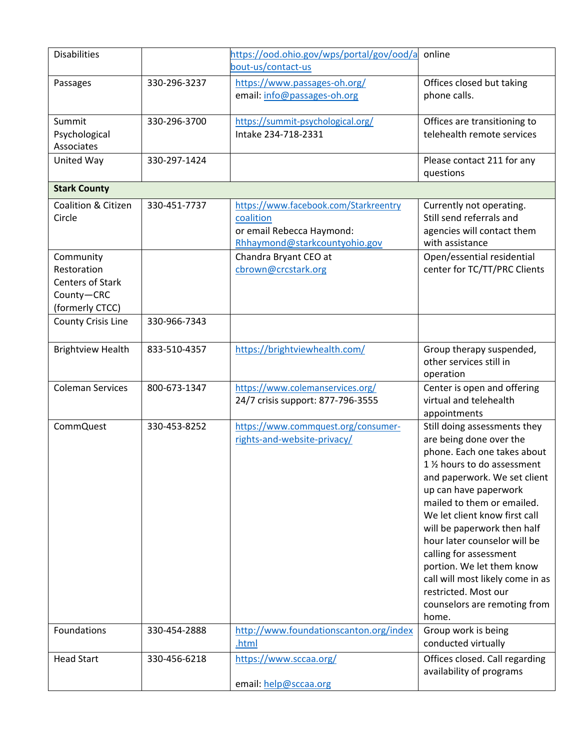| | | | |
|---|---|---|---|
| Disabilities | | https://ood.ohio.gov/wps/portal/gov/ood/about-us/contact-us | online |
| Passages | 330-296-3237 | https://www.passages-oh.org/ email: info@passages-oh.org | Offices closed but taking phone calls. |
| Summit Psychological Associates | 330-296-3700 | https://summit-psychological.org/ Intake 234-718-2331 | Offices are transitioning to telehealth remote services |
| United Way | 330-297-1424 | | Please contact 211 for any questions |
| **Stark County** | | | |
| Coalition & Citizen Circle | 330-451-7737 | https://www.facebook.com/Starkreentrycoalition or email Rebecca Haymond: Rhhaymond@starkcountyohio.gov | Currently not operating. Still send referrals and agencies will contact them with assistance |
| Community Restoration Centers of Stark County—CRC (formerly CTCC) | | Chandra Bryant CEO at cbrown@crcstark.org | Open/essential residential center for TC/TT/PRC Clients |
| County Crisis Line | 330-966-7343 | | |
| Brightview Health | 833-510-4357 | https://brightviewhealth.com/ | Group therapy suspended, other services still in operation |
| Coleman Services | 800-673-1347 | https://www.colemanservices.org/ 24/7 crisis support: 877-796-3555 | Center is open and offering virtual and telehealth appointments |
| CommQuest | 330-453-8252 | https://www.commquest.org/consumer-rights-and-website-privacy/ | Still doing assessments they are being done over the phone. Each one takes about 1 ½ hours to do assessment and paperwork. We set client up can have paperwork mailed to them or emailed. We let client know first call will be paperwork then half hour later counselor will be calling for assessment portion. We let them know call will most likely come in as restricted. Most our counselors are remoting from home. |
| Foundations | 330-454-2888 | http://www.foundationscanton.org/index.html | Group work is being conducted virtually |
| Head Start | 330-456-6218 | https://www.sccaa.org/ email: help@sccaa.org | Offices closed. Call regarding availability of programs |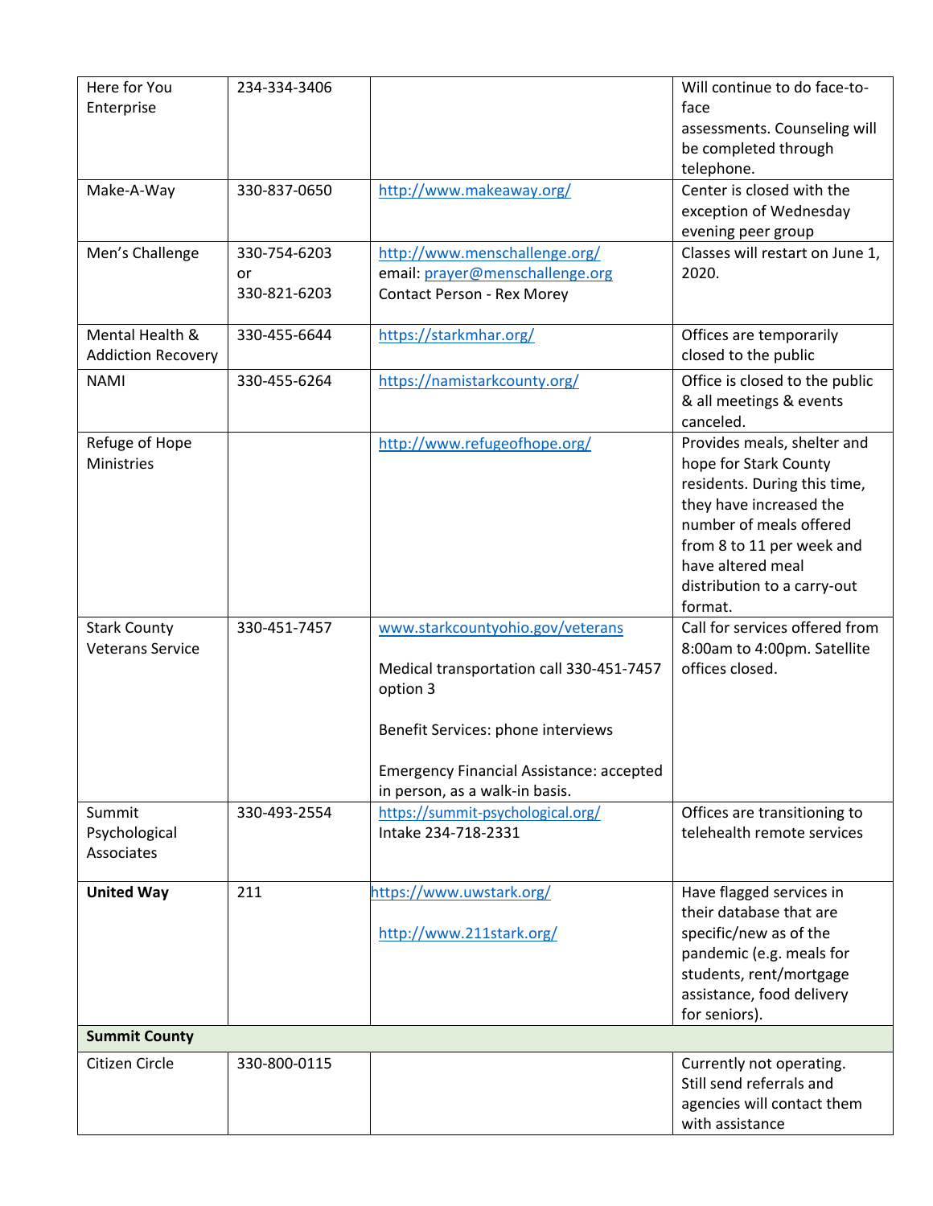| | | | |
|---|---|---|---|
| Here for You Enterprise | 234-334-3406 | | Will continue to do face-to-face assessments. Counseling will be completed through telephone. |
| Make-A-Way | 330-837-0650 | http://www.makeaway.org/ | Center is closed with the exception of Wednesday evening peer group |
| Men's Challenge | 330-754-6203 or 330-821-6203 | http://www.menschallenge.org/ email: prayer@menschallenge.org Contact Person - Rex Morey | Classes will restart on June 1, 2020. |
| Mental Health & Addiction Recovery | 330-455-6644 | https://starkmhar.org/ | Offices are temporarily closed to the public |
| NAMI | 330-455-6264 | https://namistarkcounty.org/ | Office is closed to the public & all meetings & events canceled. |
| Refuge of Hope Ministries | | http://www.refugeofhope.org/ | Provides meals, shelter and hope for Stark County residents. During this time, they have increased the number of meals offered from 8 to 11 per week and have altered meal distribution to a carry-out format. |
| Stark County Veterans Service | 330-451-7457 | www.starkcountyohio.gov/veterans<br><br>Medical transportation call 330-451-7457 option 3<br><br>Benefit Services: phone interviews<br><br>Emergency Financial Assistance: accepted in person, as a walk-in basis. | Call for services offered from 8:00am to 4:00pm. Satellite offices closed. |
| Summit Psychological Associates | 330-493-2554 | https://summit-psychological.org/ Intake 234-718-2331 | Offices are transitioning to telehealth remote services |
| **United Way** | 211 | https://www.uwstark.org/<br><br>http://www.211stark.org/ | Have flagged services in their database that are specific/new as of the pandemic (e.g. meals for students, rent/mortgage assistance, food delivery for seniors). |
| **Summit County** | | | |
| Citizen Circle | 330-800-0115 | | Currently not operating. Still send referrals and agencies will contact them with assistance |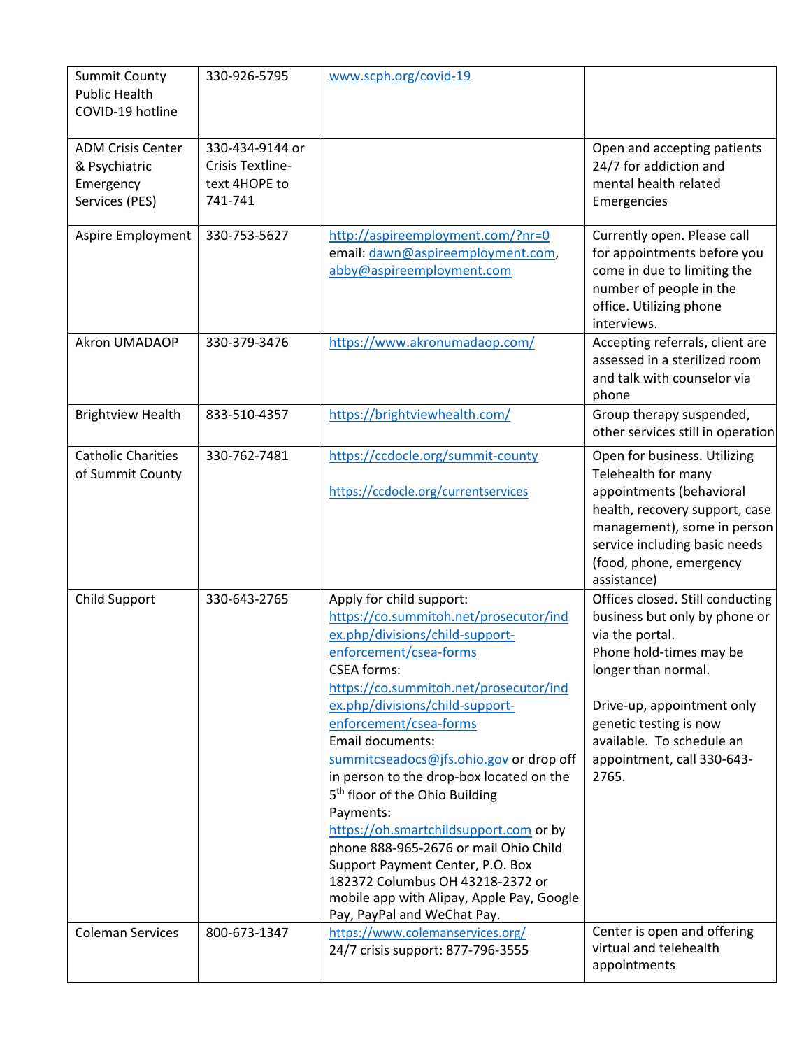| | | | |
|---|---|---|---|
| Summit County Public Health COVID-19 hotline | 330-926-5795 | www.scph.org/covid-19 | |
| ADM Crisis Center & Psychiatric Emergency Services (PES) | 330-434-9144 or Crisis Textline- text 4HOPE to 741-741 | | Open and accepting patients 24/7 for addiction and mental health related Emergencies |
| Aspire Employment | 330-753-5627 | http://aspireemployment.com/?nr=0 email: dawn@aspireemployment.com, abby@aspireemployment.com | Currently open. Please call for appointments before you come in due to limiting the number of people in the office. Utilizing phone interviews. |
| Akron UMADAOP | 330-379-3476 | https://www.akronumadaop.com/ | Accepting referrals, client are assessed in a sterilized room and talk with counselor via phone |
| Brightview Health | 833-510-4357 | https://brightviewhealth.com/ | Group therapy suspended, other services still in operation |
| Catholic Charities of Summit County | 330-762-7481 | https://ccdocle.org/summit-county<br><br>https://ccdocle.org/currentservices | Open for business. Utilizing Telehealth for many appointments (behavioral health, recovery support, case management), some in person service including basic needs (food, phone, emergency assistance) |
| Child Support | 330-643-2765 | Apply for child support: https://co.summitoh.net/prosecutor/index.php/divisions/child-support-enforcement/csea-forms<br>CSEA forms: https://co.summitoh.net/prosecutor/index.php/divisions/child-support-enforcement/csea-forms<br>Email documents: summitcseadocs@jfs.ohio.gov or drop off in person to the drop-box located on the 5th floor of the Ohio Building<br>Payments: https://oh.smartchildsupport.com or by phone 888-965-2676 or mail Ohio Child Support Payment Center, P.O. Box 182372 Columbus OH 43218-2372 or mobile app with Alipay, Apple Pay, Google Pay, PayPal and WeChat Pay. | Offices closed. Still conducting business but only by phone or via the portal.<br>Phone hold-times may be longer than normal.<br><br>Drive-up, appointment only genetic testing is now available. To schedule an appointment, call 330-643-2765. |
| Coleman Services | 800-673-1347 | https://www.colemanservices.org/<br>24/7 crisis support: 877-796-3555 | Center is open and offering virtual and telehealth appointments |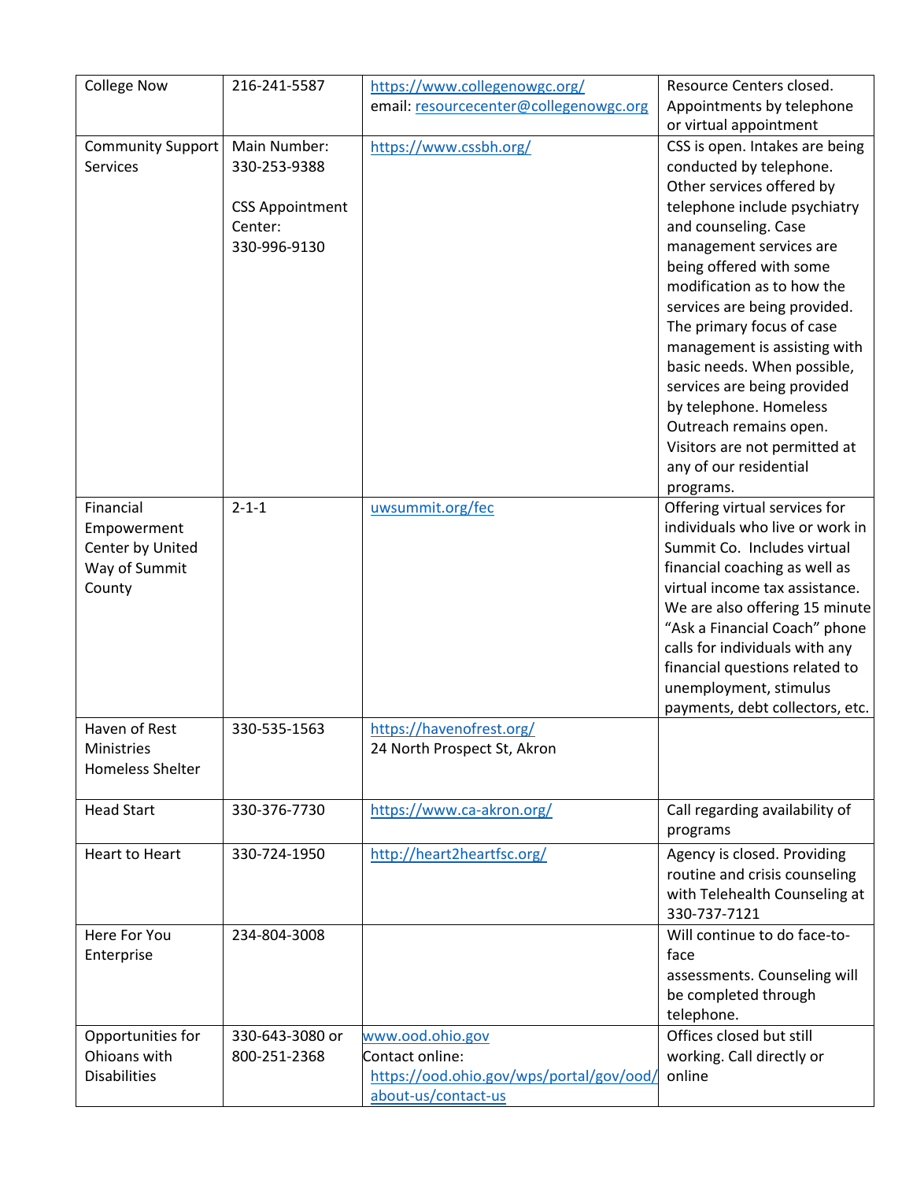| College Now | 216-241-5587 | https://www.collegenowgc.org/<br>email: resourcecenter@collegenowgc.org | Resource Centers closed. Appointments by telephone or virtual appointment |
|---|---|---|---|
| Community Support Services | Main Number: 330-253-9388<br><br>CSS Appointment Center: 330-996-9130 | https://www.cssbh.org/ | CSS is open. Intakes are being conducted by telephone. Other services offered by telephone include psychiatry and counseling. Case management services are being offered with some modification as to how the services are being provided. The primary focus of case management is assisting with basic needs. When possible, services are being provided by telephone. Homeless Outreach remains open. Visitors are not permitted at any of our residential programs. |
| Financial Empowerment Center by United Way of Summit County | 2-1-1 | uwsummit.org/fec | Offering virtual services for individuals who live or work in Summit Co. Includes virtual financial coaching as well as virtual income tax assistance. We are also offering 15 minute "Ask a Financial Coach" phone calls for individuals with any financial questions related to unemployment, stimulus payments, debt collectors, etc. |
| Haven of Rest Ministries Homeless Shelter | 330-535-1563 | https://havenofrest.org/<br>24 North Prospect St, Akron | |
| Head Start | 330-376-7730 | https://www.ca-akron.org/ | Call regarding availability of programs |
| Heart to Heart | 330-724-1950 | http://heart2heartfsc.org/ | Agency is closed. Providing routine and crisis counseling with Telehealth Counseling at 330-737-7121 |
| Here For You Enterprise | 234-804-3008 | | Will continue to do face-to-face assessments. Counseling will be completed through telephone. |
| Opportunities for Ohioans with Disabilities | 330-643-3080 or 800-251-2368 | www.ood.ohio.gov<br>Contact online: https://ood.ohio.gov/wps/portal/gov/ood/about-us/contact-us | Offices closed but still working. Call directly or online |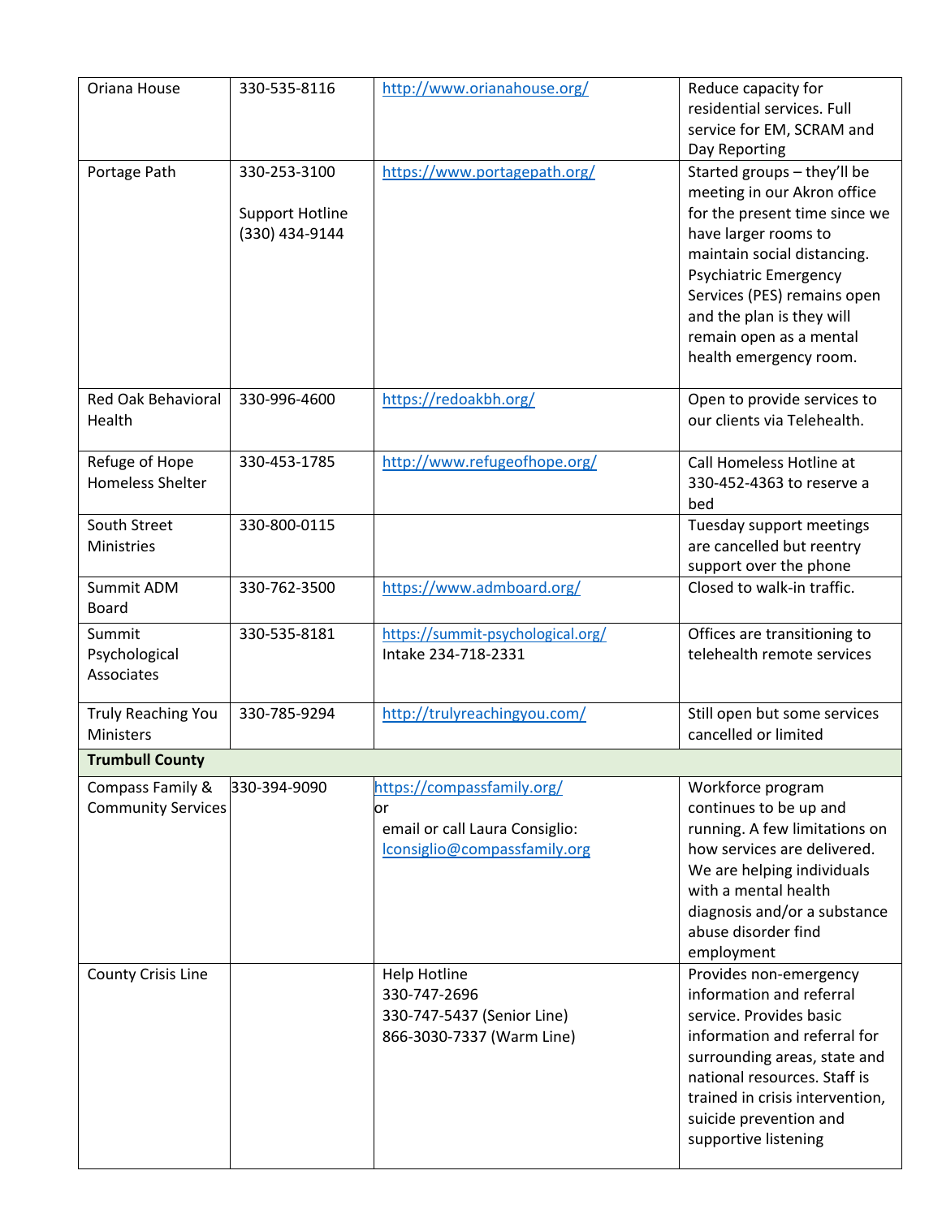| | | | |
|---|---|---|---|
| Oriana House | 330-535-8116 | http://www.orianahouse.org/ | Reduce capacity for residential services. Full service for EM, SCRAM and Day Reporting |
| Portage Path | 330-253-3100<br><br>Support Hotline (330) 434-9144 | https://www.portagepath.org/ | Started groups – they'll be meeting in our Akron office for the present time since we have larger rooms to maintain social distancing. Psychiatric Emergency Services (PES) remains open and the plan is they will remain open as a mental health emergency room. |
| Red Oak Behavioral Health | 330-996-4600 | https://redoakbh.org/ | Open to provide services to our clients via Telehealth. |
| Refuge of Hope Homeless Shelter | 330-453-1785 | http://www.refugeofhope.org/ | Call Homeless Hotline at 330-452-4363 to reserve a bed |
| South Street Ministries | 330-800-0115 | | Tuesday support meetings are cancelled but reentry support over the phone |
| Summit ADM Board | 330-762-3500 | https://www.admboard.org/ | Closed to walk-in traffic. |
| Summit Psychological Associates | 330-535-8181 | https://summit-psychological.org/<br>Intake 234-718-2331 | Offices are transitioning to telehealth remote services |
| Truly Reaching You Ministers | 330-785-9294 | http://trulyreachingyou.com/ | Still open but some services cancelled or limited |
| **Trumbull County** | | | |
| Compass Family & Community Services | 330-394-9090 | https://compassfamily.org/<br>or<br>email or call Laura Consiglio: lconsiglio@compassfamily.org | Workforce program continues to be up and running. A few limitations on how services are delivered. We are helping individuals with a mental health diagnosis and/or a substance abuse disorder find employment |
| County Crisis Line | | Help Hotline<br>330-747-2696<br>330-747-5437 (Senior Line)<br>866-3030-7337 (Warm Line) | Provides non-emergency information and referral service. Provides basic information and referral for surrounding areas, state and national resources. Staff is trained in crisis intervention, suicide prevention and supportive listening |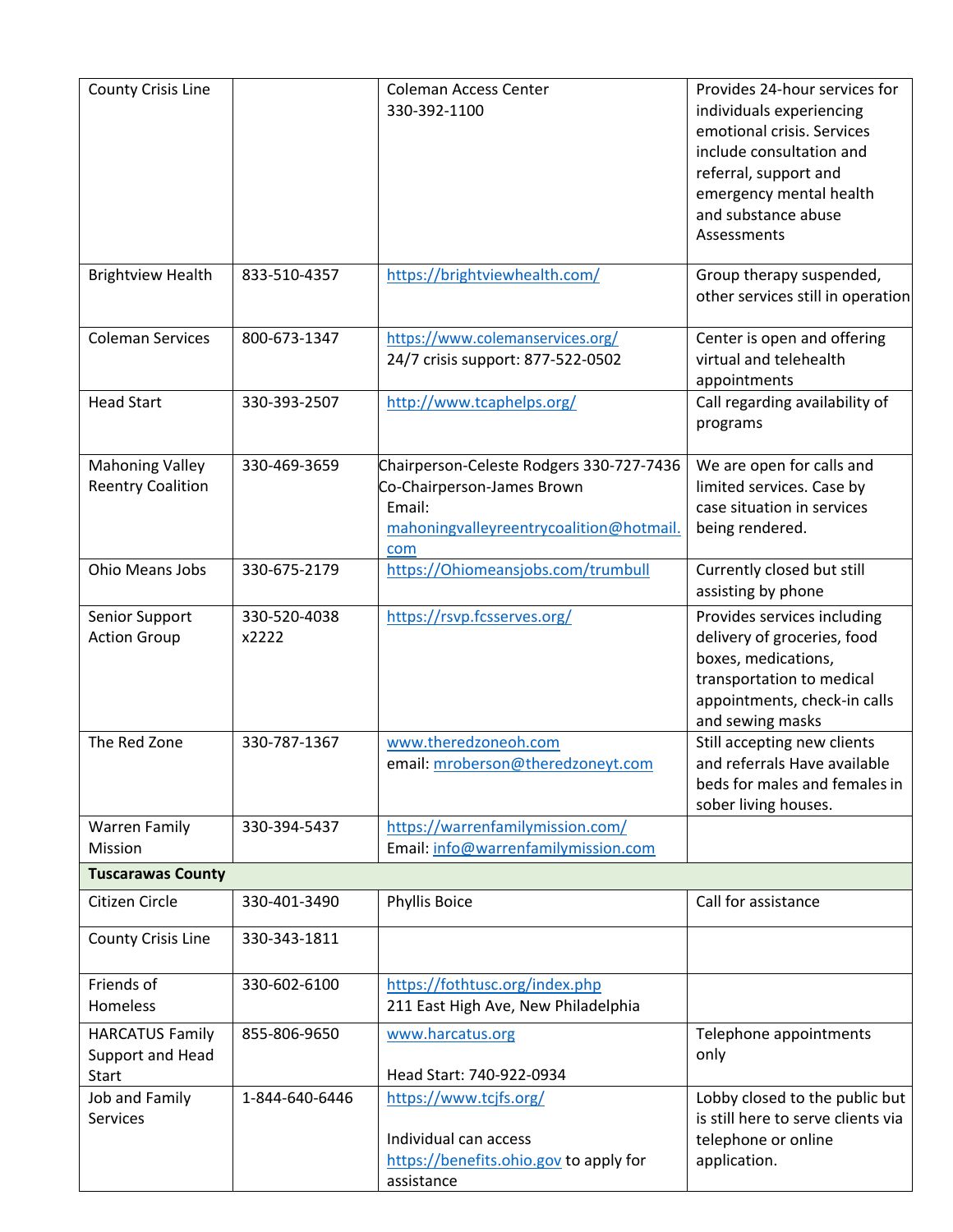| | | | |
|---|---|---|---|
| County Crisis Line | | Coleman Access Center<br>330-392-1100 | Provides 24-hour services for individuals experiencing emotional crisis. Services include consultation and referral, support and emergency mental health and substance abuse Assessments |
| Brightview Health | 833-510-4357 | https://brightviewhealth.com/ | Group therapy suspended, other services still in operation |
| Coleman Services | 800-673-1347 | https://www.colemanservices.org/<br>24/7 crisis support: 877-522-0502 | Center is open and offering virtual and telehealth appointments |
| Head Start | 330-393-2507 | http://www.tcaphelps.org/ | Call regarding availability of programs |
| Mahoning Valley Reentry Coalition | 330-469-3659 | Chairperson-Celeste Rodgers 330-727-7436<br>Co-Chairperson-James Brown<br>Email: mahoningvalleyreentrycoalition@hotmail.com | We are open for calls and limited services. Case by case situation in services being rendered. |
| Ohio Means Jobs | 330-675-2179 | https://Ohiomeansjobs.com/trumbull | Currently closed but still assisting by phone |
| Senior Support Action Group | 330-520-4038 x2222 | https://rsvp.fcsserves.org/ | Provides services including delivery of groceries, food boxes, medications, transportation to medical appointments, check-in calls and sewing masks |
| The Red Zone | 330-787-1367 | www.theredzoneoh.com<br>email: mroberson@theredzoneyt.com | Still accepting new clients and referrals Have available beds for males and females in sober living houses. |
| Warren Family Mission | 330-394-5437 | https://warrenfamilymission.com/<br>Email: info@warrenfamilymission.com | |
| **Tuscarawas County** | | | |
| Citizen Circle | 330-401-3490 | Phyllis Boice | Call for assistance |
| County Crisis Line | 330-343-1811 | | |
| Friends of Homeless | 330-602-6100 | https://fothtusc.org/index.php<br>211 East High Ave, New Philadelphia | |
| HARCATUS Family Support and Head Start | 855-806-9650 | www.harcatus.org<br><br>Head Start: 740-922-0934 | Telephone appointments only |
| Job and Family Services | 1-844-640-6446 | https://www.tcjfs.org/<br><br>Individual can access https://benefits.ohio.gov to apply for assistance | Lobby closed to the public but is still here to serve clients via telephone or online application. |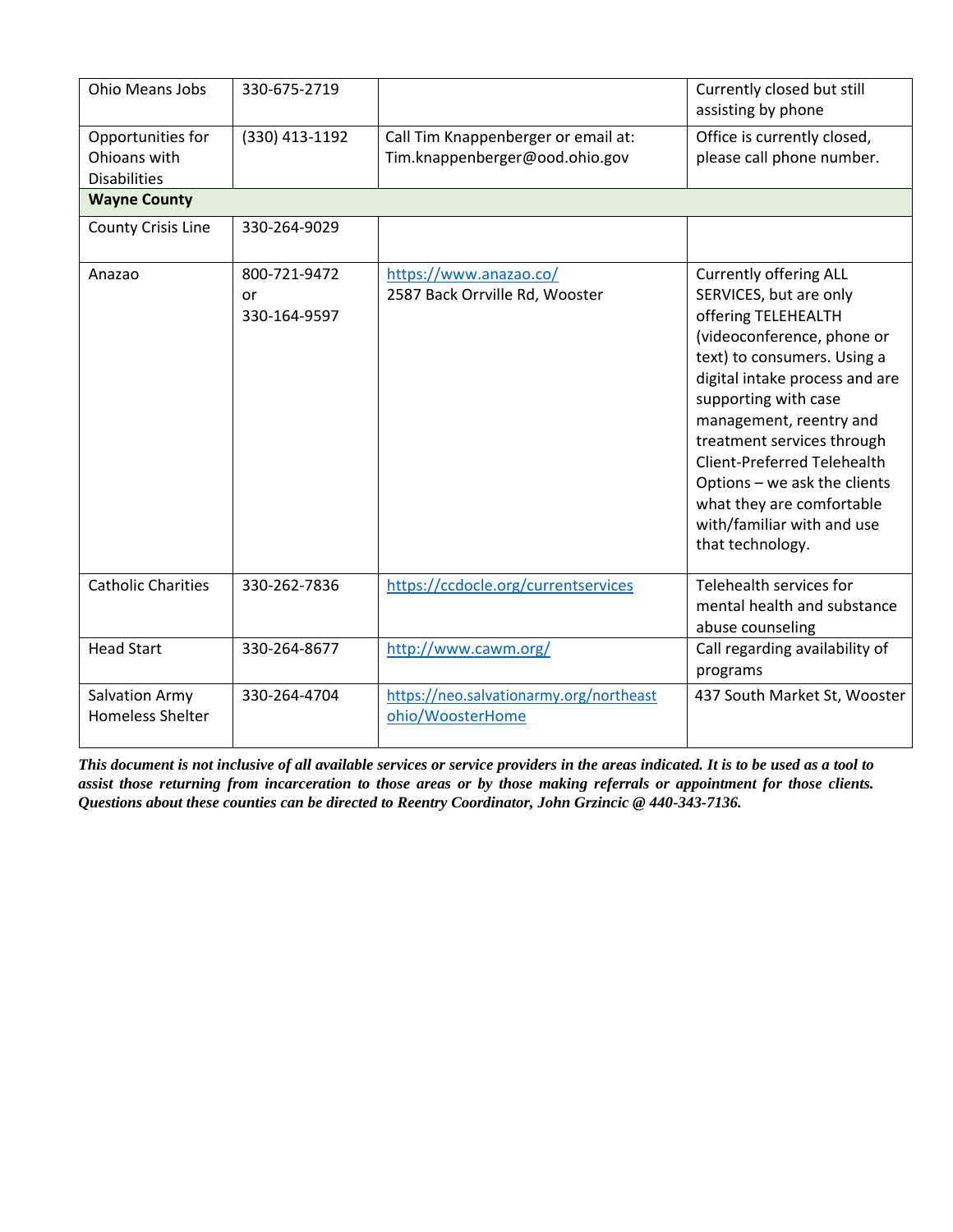| | | | |
|---|---|---|---|
| Ohio Means Jobs | 330-675-2719 | | Currently closed but still assisting by phone |
| Opportunities for Ohioans with Disabilities | (330) 413-1192 | Call Tim Knappenberger or email at: Tim.knappenberger@ood.ohio.gov | Office is currently closed, please call phone number. |
| **Wayne County** | | | |
| County Crisis Line | 330-264-9029 | | |
| Anazao | 800-721-9472 or 330-164-9597 | https://www.anazao.co/ 2587 Back Orrville Rd, Wooster | Currently offering ALL SERVICES, but are only offering TELEHEALTH (videoconference, phone or text) to consumers. Using a digital intake process and are supporting with case management, reentry and treatment services through Client-Preferred Telehealth Options – we ask the clients what they are comfortable with/familiar with and use that technology. |
| Catholic Charities | 330-262-7836 | https://ccdocle.org/currentservices | Telehealth services for mental health and substance abuse counseling |
| Head Start | 330-264-8677 | http://www.cawm.org/ | Call regarding availability of programs |
| Salvation Army Homeless Shelter | 330-264-4704 | https://neo.salvationarmy.org/northeastohio/WoosterHome | 437 South Market St, Wooster |

***This document is not inclusive of all available services or service providers in the areas indicated. It is to be used as a tool to assist those returning from incarceration to those areas or by those making referrals or appointment for those clients. Questions about these counties can be directed to Reentry Coordinator, John Grzincic @ 440-343-7136.***